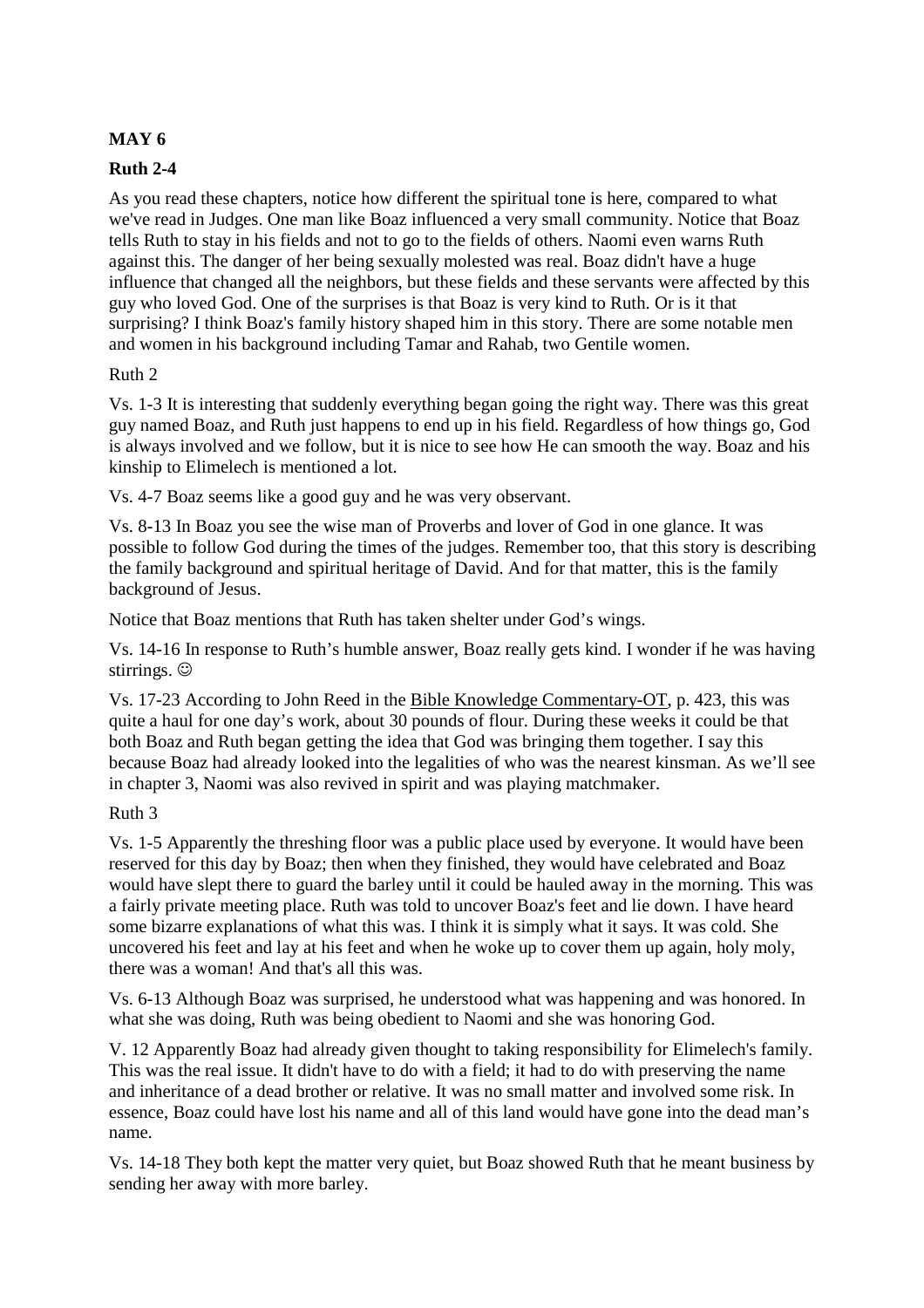**MAY 6**

**Ruth 2-4**

As you read these chapters, notice how different the spiritual tone is here, compared to what we've read in Judges. One man like Boaz influenced a very small community. Notice that Boaz tells Ruth to stay in his fields and not to go to the fields of others. Naomi even warns Ruth against this. The danger of her being sexually molested was real. Boaz didn't have a huge influence that changed all the neighbors, but these fields and these servants were affected by this guy who loved God. One of the surprises is that Boaz is very kind to Ruth. Or is it that surprising? I think Boaz's family history shaped him in this story. There are some notable men and women in his background including Tamar and Rahab, two Gentile women.

Ruth 2

Vs. 1-3 It is interesting that suddenly everything began going the right way. There was this great guy named Boaz, and Ruth just happens to end up in his field. Regardless of how things go, God is always involved and we follow, but it is nice to see how He can smooth the way. Boaz and his kinship to Elimelech is mentioned a lot.

Vs. 4-7 Boaz seems like a good guy and he was very observant.

Vs. 8-13 In Boaz you see the wise man of Proverbs and lover of God in one glance. It was possible to follow God during the times of the judges. Remember too, that this story is describing the family background and spiritual heritage of David. And for that matter, this is the family background of Jesus.

Notice that Boaz mentions that Ruth has taken shelter under God's wings.

Vs. 14-16 In response to Ruth's humble answer, Boaz really gets kind. I wonder if he was having stirrings. ☺

Vs. 17-23 According to John Reed in the Bible Knowledge Commentary-OT, p. 423, this was quite a haul for one day's work, about 30 pounds of flour. During these weeks it could be that both Boaz and Ruth began getting the idea that God was bringing them together. I say this because Boaz had already looked into the legalities of who was the nearest kinsman. As we'll see in chapter 3, Naomi was also revived in spirit and was playing matchmaker.

Ruth 3

Vs. 1-5 Apparently the threshing floor was a public place used by everyone. It would have been reserved for this day by Boaz; then when they finished, they would have celebrated and Boaz would have slept there to guard the barley until it could be hauled away in the morning. This was a fairly private meeting place. Ruth was told to uncover Boaz's feet and lie down. I have heard some bizarre explanations of what this was. I think it is simply what it says. It was cold. She uncovered his feet and lay at his feet and when he woke up to cover them up again, holy moly, there was a woman! And that's all this was.

Vs. 6-13 Although Boaz was surprised, he understood what was happening and was honored. In what she was doing, Ruth was being obedient to Naomi and she was honoring God.

V. 12 Apparently Boaz had already given thought to taking responsibility for Elimelech's family. This was the real issue. It didn't have to do with a field; it had to do with preserving the name and inheritance of a dead brother or relative. It was no small matter and involved some risk. In essence, Boaz could have lost his name and all of this land would have gone into the dead man's name.

Vs. 14-18 They both kept the matter very quiet, but Boaz showed Ruth that he meant business by sending her away with more barley.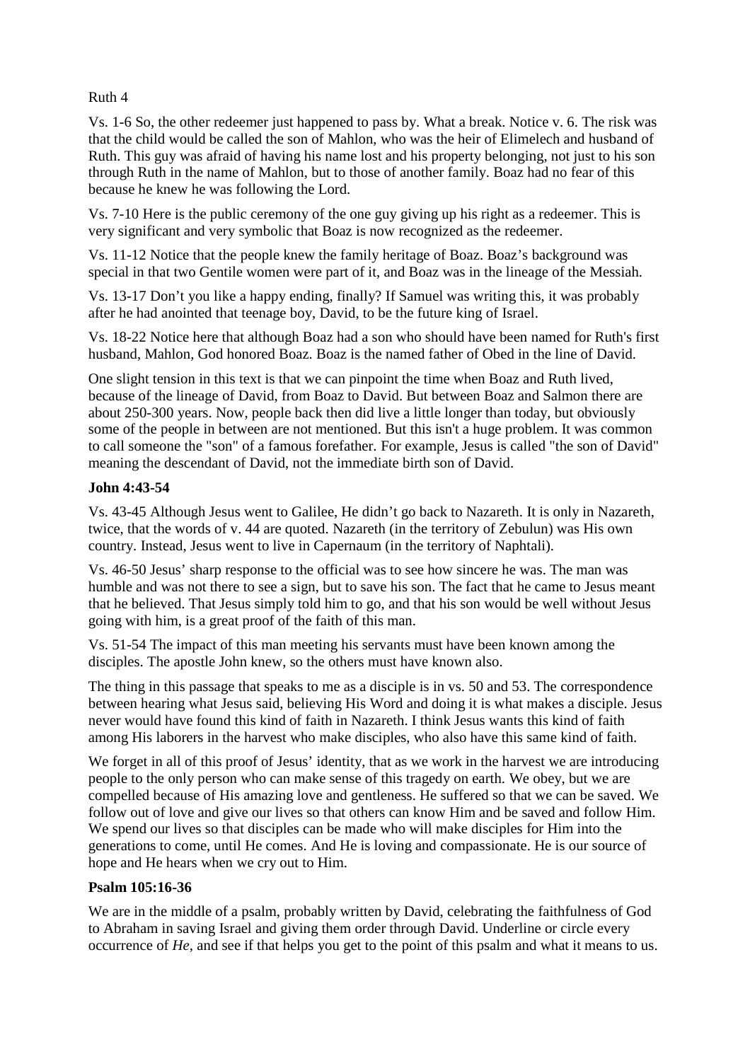Ruth 4

Vs. 1-6 So, the other redeemer just happened to pass by. What a break. Notice v. 6. The risk was that the child would be called the son of Mahlon, who was the heir of Elimelech and husband of Ruth. This guy was afraid of having his name lost and his property belonging, not just to his son through Ruth in the name of Mahlon, but to those of another family. Boaz had no fear of this because he knew he was following the Lord.

Vs. 7-10 Here is the public ceremony of the one guy giving up his right as a redeemer. This is very significant and very symbolic that Boaz is now recognized as the redeemer.

Vs. 11-12 Notice that the people knew the family heritage of Boaz. Boaz's background was special in that two Gentile women were part of it, and Boaz was in the lineage of the Messiah.

Vs. 13-17 Don't you like a happy ending, finally? If Samuel was writing this, it was probably after he had anointed that teenage boy, David, to be the future king of Israel.

Vs. 18-22 Notice here that although Boaz had a son who should have been named for Ruth's first husband, Mahlon, God honored Boaz. Boaz is the named father of Obed in the line of David.

One slight tension in this text is that we can pinpoint the time when Boaz and Ruth lived, because of the lineage of David, from Boaz to David. But between Boaz and Salmon there are about 250-300 years. Now, people back then did live a little longer than today, but obviously some of the people in between are not mentioned. But this isn't a huge problem. It was common to call someone the "son" of a famous forefather. For example, Jesus is called "the son of David" meaning the descendant of David, not the immediate birth son of David.

**John 4:43-54**

Vs. 43-45 Although Jesus went to Galilee, He didn't go back to Nazareth. It is only in Nazareth, twice, that the words of v. 44 are quoted. Nazareth (in the territory of Zebulun) was His own country. Instead, Jesus went to live in Capernaum (in the territory of Naphtali).

Vs. 46-50 Jesus' sharp response to the official was to see how sincere he was. The man was humble and was not there to see a sign, but to save his son. The fact that he came to Jesus meant that he believed. That Jesus simply told him to go, and that his son would be well without Jesus going with him, is a great proof of the faith of this man.

Vs. 51-54 The impact of this man meeting his servants must have been known among the disciples. The apostle John knew, so the others must have known also.

The thing in this passage that speaks to me as a disciple is in vs. 50 and 53. The correspondence between hearing what Jesus said, believing His Word and doing it is what makes a disciple. Jesus never would have found this kind of faith in Nazareth. I think Jesus wants this kind of faith among His laborers in the harvest who make disciples, who also have this same kind of faith.

We forget in all of this proof of Jesus' identity, that as we work in the harvest we are introducing people to the only person who can make sense of this tragedy on earth. We obey, but we are compelled because of His amazing love and gentleness. He suffered so that we can be saved. We follow out of love and give our lives so that others can know Him and be saved and follow Him. We spend our lives so that disciples can be made who will make disciples for Him into the generations to come, until He comes. And He is loving and compassionate. He is our source of hope and He hears when we cry out to Him.

**Psalm 105:16-36**

We are in the middle of a psalm, probably written by David, celebrating the faithfulness of God to Abraham in saving Israel and giving them order through David. Underline or circle every occurrence of *He*, and see if that helps you get to the point of this psalm and what it means to us.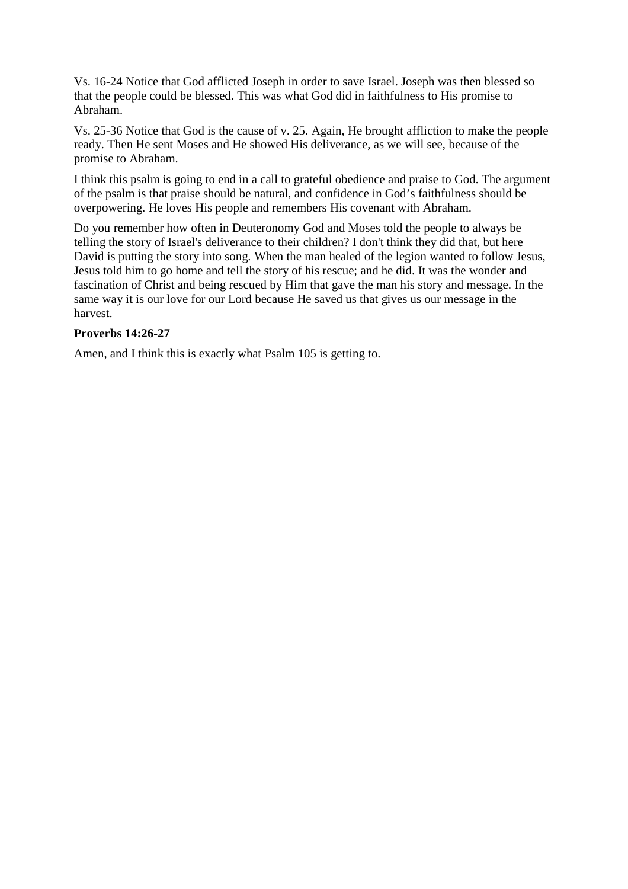Vs. 16-24 Notice that God afflicted Joseph in order to save Israel. Joseph was then blessed so that the people could be blessed. This was what God did in faithfulness to His promise to Abraham.

Vs. 25-36 Notice that God is the cause of v. 25. Again, He brought affliction to make the people ready. Then He sent Moses and He showed His deliverance, as we will see, because of the promise to Abraham.

I think this psalm is going to end in a call to grateful obedience and praise to God. The argument of the psalm is that praise should be natural, and confidence in God's faithfulness should be overpowering. He loves His people and remembers His covenant with Abraham.

Do you remember how often in Deuteronomy God and Moses told the people to always be telling the story of Israel's deliverance to their children? I don't think they did that, but here David is putting the story into song. When the man healed of the legion wanted to follow Jesus, Jesus told him to go home and tell the story of his rescue; and he did. It was the wonder and fascination of Christ and being rescued by Him that gave the man his story and message. In the same way it is our love for our Lord because He saved us that gives us our message in the harvest.

**Proverbs 14:26-27**

Amen, and I think this is exactly what Psalm 105 is getting to.